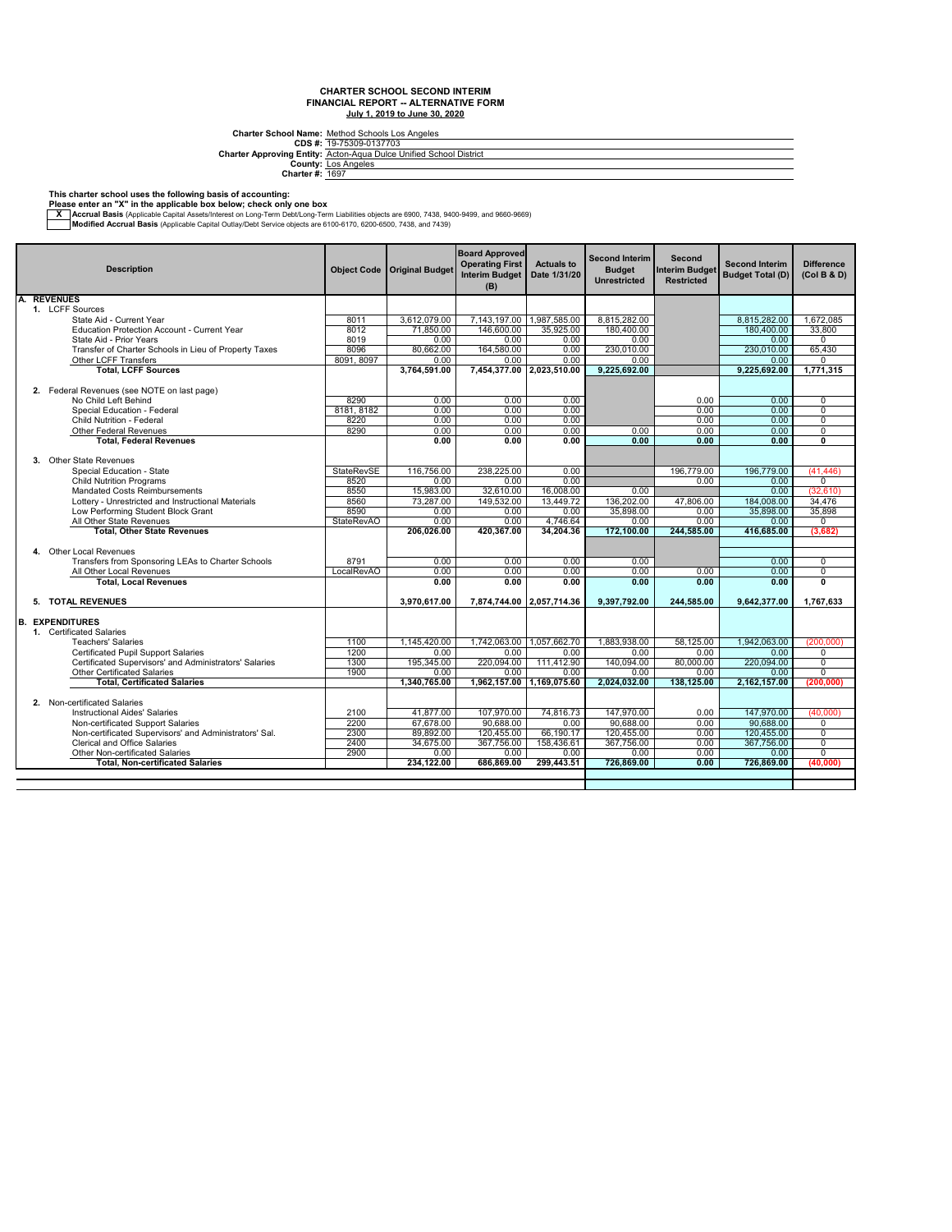# CHARTER SCHOOL SECOND INTERIM
## FINANCIAL REPORT -- ALTERNATIVE FORM
**July 1, 2019 to June 30, 2020**

**Charter School Name:** Method Schools Los Angeles
**CDS #:** 19-75309-0137703
**Charter Approving Entity:** Acton-Aqua Dulce Unified School District
**County:** Los Angeles
**Charter #:** 1697

**This charter school uses the following basis of accounting:**
**Please enter an "X" in the applicable box below; check only one box**

| | |
|---|---|
| X | **Accrual Basis** (Applicable Capital Assets/Interest on Long-Term Debt/Long-Term Liabilities objects are 6900, 7438, 9400-9499, and 9660-9669) |
| | **Modified Accrual Basis** (Applicable Capital Outlay/Debt Service objects are 6100-6170, 6200-6500, 7438, and 7439) |

| Description | Object Code | Original Budget | Board Approved Operating First Interim Budget (B) | Actuals to Date 1/31/20 | Second Interim Budget Unrestricted | Second Interim Budget Restricted | Second Interim Budget Total (D) | Difference (Col B & D) |
|---|---|---|---|---|---|---|---|---|
| **A. REVENUES** | | | | | | | | |
| 1. LCFF Sources | | | | | | | | |
| State Aid - Current Year | 8011 | 3,612,079.00 | 7,143,197.00 | 1,987,585.00 | 8,815,282.00 | | 8,815,282.00 | 1,672,085 |
| Education Protection Account - Current Year | 8012 | 71,850.00 | 146,600.00 | 35,925.00 | 180,400.00 | | 180,400.00 | 33,800 |
| State Aid - Prior Years | 8019 | 0.00 | 0.00 | 0.00 | 0.00 | | 0.00 | 0 |
| Transfer of Charter Schools in Lieu of Property Taxes | 8096 | 80,662.00 | 164,580.00 | 0.00 | 230,010.00 | | 230,010.00 | 65,430 |
| Other LCFF Transfers | 8091, 8097 | 0.00 | 0.00 | 0.00 | 0.00 | | 0.00 | 0 |
| **Total, LCFF Sources** | | **3,764,591.00** | **7,454,377.00** | **2,023,510.00** | **9,225,692.00** | | **9,225,692.00** | **1,771,315** |
| 2. Federal Revenues (see NOTE on last page) | | | | | | | | |
| No Child Left Behind | 8290 | 0.00 | 0.00 | 0.00 | | 0.00 | 0.00 | 0 |
| Special Education - Federal | 8181, 8182 | 0.00 | 0.00 | 0.00 | | 0.00 | 0.00 | 0 |
| Child Nutrition - Federal | 8220 | 0.00 | 0.00 | 0.00 | | 0.00 | 0.00 | 0 |
| Other Federal Revenues | 8290 | 0.00 | 0.00 | 0.00 | 0.00 | 0.00 | 0.00 | 0 |
| **Total, Federal Revenues** | | **0.00** | **0.00** | **0.00** | **0.00** | **0.00** | **0.00** | **0** |
| 3. Other State Revenues | | | | | | | | |
| Special Education - State | StateRevSE | 116,756.00 | 238,225.00 | 0.00 | | 196,779.00 | 196,779.00 | (41,446) |
| Child Nutrition Programs | 8520 | 0.00 | 0.00 | 0.00 | | 0.00 | 0.00 | 0 |
| Mandated Costs Reimbursements | 8550 | 15,983.00 | 32,610.00 | 16,008.00 | 0.00 | | 0.00 | (32,610) |
| Lottery - Unrestricted and Instructional Materials | 8560 | 73,287.00 | 149,532.00 | 13,449.72 | 136,202.00 | 47,806.00 | 184,008.00 | 34,476 |
| Low Performing Student Block Grant | 8590 | 0.00 | 0.00 | 0.00 | 35,898.00 | 0.00 | 35,898.00 | 35,898 |
| All Other State Revenues | StateRevAO | 0.00 | 0.00 | 4,746.64 | 0.00 | 0.00 | 0.00 | 0 |
| **Total, Other State Revenues** | | **206,026.00** | **420,367.00** | **34,204.36** | **172,100.00** | **244,585.00** | **416,685.00** | **(3,682)** |
| 4. Other Local Revenues | | | | | | | | |
| Transfers from Sponsoring LEAs to Charter Schools | 8791 | 0.00 | 0.00 | 0.00 | 0.00 | | 0.00 | 0 |
| All Other Local Revenues | LocalRevAO | 0.00 | 0.00 | 0.00 | 0.00 | 0.00 | 0.00 | 0 |
| **Total, Local Revenues** | | **0.00** | **0.00** | **0.00** | **0.00** | **0.00** | **0.00** | **0** |
| **5. TOTAL REVENUES** | | **3,970,617.00** | **7,874,744.00** | **2,057,714.36** | **9,397,792.00** | **244,585.00** | **9,642,377.00** | **1,767,633** |
| **B. EXPENDITURES** | | | | | | | | |
| 1. Certificated Salaries | | | | | | | | |
| Teachers' Salaries | 1100 | 1,145,420.00 | 1,742,063.00 | 1,057,662.70 | 1,883,938.00 | 58,125.00 | 1,942,063.00 | (200,000) |
| Certificated Pupil Support Salaries | 1200 | 0.00 | 0.00 | 0.00 | 0.00 | 0.00 | 0.00 | 0 |
| Certificated Supervisors' and Administrators' Salaries | 1300 | 195,345.00 | 220,094.00 | 111,412.90 | 140,094.00 | 80,000.00 | 220,094.00 | 0 |
| Other Certificated Salaries | 1900 | 0.00 | 0.00 | 0.00 | 0.00 | 0.00 | 0.00 | 0 |
| **Total, Certificated Salaries** | | **1,340,765.00** | **1,962,157.00** | **1,169,075.60** | **2,024,032.00** | **138,125.00** | **2,162,157.00** | **(200,000)** |
| 2. Non-certificated Salaries | | | | | | | | |
| Instructional Aides' Salaries | 2100 | 41,877.00 | 107,970.00 | 74,816.73 | 147,970.00 | 0.00 | 147,970.00 | (40,000) |
| Non-certificated Support Salaries | 2200 | 67,678.00 | 90,688.00 | 0.00 | 90,688.00 | 0.00 | 90,688.00 | 0 |
| Non-certificated Supervisors' and Administrators' Sal. | 2300 | 89,892.00 | 120,455.00 | 66,190.17 | 120,455.00 | 0.00 | 120,455.00 | 0 |
| Clerical and Office Salaries | 2400 | 34,675.00 | 367,756.00 | 158,436.61 | 367,756.00 | 0.00 | 367,756.00 | 0 |
| Other Non-certificated Salaries | 2900 | 0.00 | 0.00 | 0.00 | 0.00 | 0.00 | 0.00 | 0 |
| **Total, Non-certificated Salaries** | | **234,122.00** | **686,869.00** | **299,443.51** | **726,869.00** | **0.00** | **726,869.00** | **(40,000)** |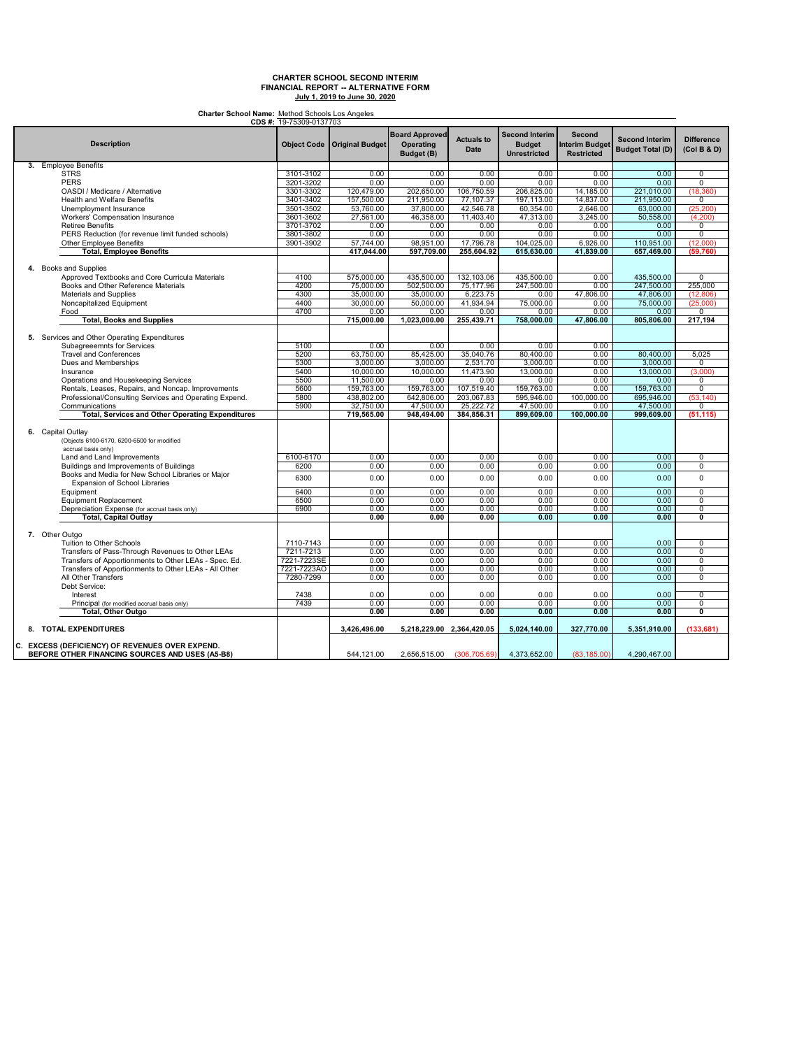**CHARTER SCHOOL SECOND INTERIM**
**FINANCIAL REPORT -- ALTERNATIVE FORM**
**July 1, 2019 to June 30, 2020**

**Charter School Name:** Method Schools Los Angeles
**CDS #:** 19-75309-0137703

| Description | Object Code | Original Budget | Board Approved Operating Budget (B) | Actuals to Date | Second Interim Budget Unrestricted | Second Interim Budget Restricted | Second Interim Budget Total (D) | Difference (Col B & D) |
|---|---|---|---|---|---|---|---|---|
| **3. Employee Benefits** | | | | | | | | |
| STRS | 3101-3102 | 0.00 | 0.00 | 0.00 | 0.00 | 0.00 | 0.00 | 0 |
| PERS | 3201-3202 | 0.00 | 0.00 | 0.00 | 0.00 | 0.00 | 0.00 | 0 |
| OASDI / Medicare / Alternative | 3301-3302 | 120,479.00 | 202,650.00 | 106,750.59 | 206,825.00 | 14,185.00 | 221,010.00 | (18,360) |
| Health and Welfare Benefits | 3401-3402 | 157,500.00 | 211,950.00 | 77,107.37 | 197,113.00 | 14,837.00 | 211,950.00 | 0 |
| Unemployment Insurance | 3501-3502 | 53,760.00 | 37,800.00 | 42,546.78 | 60,354.00 | 2,646.00 | 63,000.00 | (25,200) |
| Workers' Compensation Insurance | 3601-3602 | 27,561.00 | 46,358.00 | 11,403.40 | 47,313.00 | 3,245.00 | 50,558.00 | (4,200) |
| Retiree Benefits | 3701-3702 | 0.00 | 0.00 | 0.00 | 0.00 | 0.00 | 0.00 | 0 |
| PERS Reduction (for revenue limit funded schools) | 3801-3802 | 0.00 | 0.00 | 0.00 | 0.00 | 0.00 | 0.00 | 0 |
| Other Employee Benefits | 3901-3902 | 57,744.00 | 98,951.00 | 17,796.78 | 104,025.00 | 6,926.00 | 110,951.00 | (12,000) |
| **Total, Employee Benefits** | | **417,044.00** | **597,709.00** | **255,604.92** | **615,630.00** | **41,839.00** | **657,469.00** | **(59,760)** |
| **4. Books and Supplies** | | | | | | | | |
| Approved Textbooks and Core Curricula Materials | 4100 | 575,000.00 | 435,500.00 | 132,103.06 | 435,500.00 | 0.00 | 435,500.00 | 0 |
| Books and Other Reference Materials | 4200 | 75,000.00 | 502,500.00 | 75,177.96 | 247,500.00 | 0.00 | 247,500.00 | 255,000 |
| Materials and Supplies | 4300 | 35,000.00 | 35,000.00 | 6,223.75 | 0.00 | 47,806.00 | 47,806.00 | (12,806) |
| Noncapitalized Equipment | 4400 | 30,000.00 | 50,000.00 | 41,934.94 | 75,000.00 | 0.00 | 75,000.00 | (25,000) |
| Food | 4700 | 0.00 | 0.00 | 0.00 | 0.00 | 0.00 | 0.00 | 0 |
| **Total, Books and Supplies** | | **715,000.00** | **1,023,000.00** | **255,439.71** | **758,000.00** | **47,806.00** | **805,806.00** | **217,194** |
| **5. Services and Other Operating Expenditures** | | | | | | | | |
| Subagreeemnts for Services | 5100 | 0.00 | 0.00 | 0.00 | 0.00 | 0.00 | | |
| Travel and Conferences | 5200 | 63,750.00 | 85,425.00 | 35,040.76 | 80,400.00 | 0.00 | 80,400.00 | 5,025 |
| Dues and Memberships | 5300 | 3,000.00 | 3,000.00 | 2,531.70 | 3,000.00 | 0.00 | 3,000.00 | 0 |
| Insurance | 5400 | 10,000.00 | 10,000.00 | 11,473.90 | 13,000.00 | 0.00 | 13,000.00 | (3,000) |
| Operations and Housekeeping Services | 5500 | 11,500.00 | 0.00 | 0.00 | 0.00 | 0.00 | 0.00 | 0 |
| Rentals, Leases, Repairs, and Noncap. Improvements | 5600 | 159,763.00 | 159,763.00 | 107,519.40 | 159,763.00 | 0.00 | 159,763.00 | 0 |
| Professional/Consulting Services and Operating Expend. | 5800 | 438,802.00 | 642,806.00 | 203,067.83 | 595,946.00 | 100,000.00 | 695,946.00 | (53,140) |
| Communications | 5900 | 32,750.00 | 47,500.00 | 25,222.72 | 47,500.00 | 0.00 | 47,500.00 | 0 |
| **Total, Services and Other Operating Expenditures** | | **719,565.00** | **948,494.00** | **384,856.31** | **899,609.00** | **100,000.00** | **999,609.00** | **(51,115)** |
| **6. Capital Outlay** (Objects 6100-6170, 6200-6500 for modified accrual basis only) | | | | | | | | |
| Land and Land Improvements | 6100-6170 | 0.00 | 0.00 | 0.00 | 0.00 | 0.00 | 0.00 | 0 |
| Buildings and Improvements of Buildings | 6200 | 0.00 | 0.00 | 0.00 | 0.00 | 0.00 | 0.00 | 0 |
| Books and Media for New School Libraries or Major Expansion of School Libraries | 6300 | 0.00 | 0.00 | 0.00 | 0.00 | 0.00 | 0.00 | 0 |
| Equipment | 6400 | 0.00 | 0.00 | 0.00 | 0.00 | 0.00 | 0.00 | 0 |
| Equipment Replacement | 6500 | 0.00 | 0.00 | 0.00 | 0.00 | 0.00 | 0.00 | 0 |
| Depreciation Expense (for accrual basis only) | 6900 | 0.00 | 0.00 | 0.00 | 0.00 | 0.00 | 0.00 | 0 |
| **Total, Capital Outlay** | | **0.00** | **0.00** | **0.00** | **0.00** | **0.00** | **0.00** | **0** |
| **7. Other Outgo** | | | | | | | | |
| Tuition to Other Schools | 7110-7143 | 0.00 | 0.00 | 0.00 | 0.00 | 0.00 | 0.00 | 0 |
| Transfers of Pass-Through Revenues to Other LEAs | 7211-7213 | 0.00 | 0.00 | 0.00 | 0.00 | 0.00 | 0.00 | 0 |
| Transfers of Apportionments to Other LEAs - Spec. Ed. | 7221-7223SE | 0.00 | 0.00 | 0.00 | 0.00 | 0.00 | 0.00 | 0 |
| Transfers of Apportionments to Other LEAs - All Other | 7221-7223AO | 0.00 | 0.00 | 0.00 | 0.00 | 0.00 | 0.00 | 0 |
| All Other Transfers | 7280-7299 | 0.00 | 0.00 | 0.00 | 0.00 | 0.00 | 0.00 | 0 |
| Debt Service: | | | | | | | | |
| Interest | 7438 | 0.00 | 0.00 | 0.00 | 0.00 | 0.00 | 0.00 | 0 |
| Principal (for modified accrual basis only) | 7439 | 0.00 | 0.00 | 0.00 | 0.00 | 0.00 | 0.00 | 0 |
| **Total, Other Outgo** | | **0.00** | **0.00** | **0.00** | **0.00** | **0.00** | **0.00** | **0** |
| **8. TOTAL EXPENDITURES** | | **3,426,496.00** | **5,218,229.00** | **2,364,420.05** | **5,024,140.00** | **327,770.00** | **5,351,910.00** | **(133,681)** |
| **C. EXCESS (DEFICIENCY) OF REVENUES OVER EXPEND. BEFORE OTHER FINANCING SOURCES AND USES (A5-B8)** | | 544,121.00 | 2,656,515.00 | (306,705.69) | 4,373,652.00 | (83,185.00) | 4,290,467.00 | |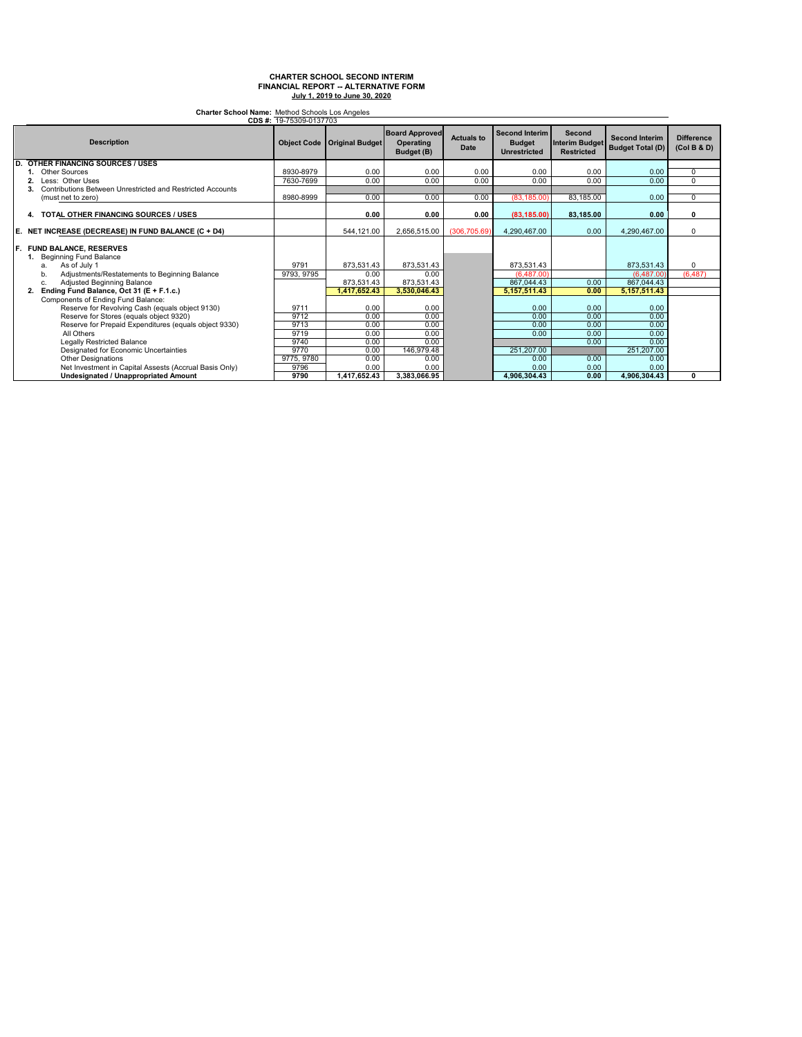**CHARTER SCHOOL SECOND INTERIM**
**FINANCIAL REPORT -- ALTERNATIVE FORM**
**July 1, 2019 to June 30, 2020**

**Charter School Name:** Method Schools Los Angeles
**CDS #:** 19-75309-0137703

| Description | Object Code | Original Budget | Board Approved Operating Budget (B) | Actuals to Date | Second Interim Budget Unrestricted | Second Interim Budget Restricted | Second Interim Budget Total (D) | Difference (Col B & D) |
|---|---|---|---|---|---|---|---|---|
| **D. OTHER FINANCING SOURCES / USES** | | | | | | | | |
| 1. Other Sources | 8930-8979 | 0.00 | 0.00 | 0.00 | 0.00 | 0.00 | 0.00 | 0 |
| 2. Less: Other Uses | 7630-7699 | 0.00 | 0.00 | 0.00 | 0.00 | 0.00 | 0.00 | 0 |
| 3. Contributions Between Unrestricted and Restricted Accounts (must net to zero) | 8980-8999 | 0.00 | 0.00 | 0.00 | (83,185.00) | 83,185.00 | 0.00 | 0 |
| **4. TOTAL OTHER FINANCING SOURCES / USES** | | **0.00** | **0.00** | **0.00** | **(83,185.00)** | **83,185.00** | **0.00** | **0** |
| **E. NET INCREASE (DECREASE) IN FUND BALANCE (C + D4)** | | 544,121.00 | 2,656,515.00 | (306,705.69) | 4,290,467.00 | 0.00 | 4,290,467.00 | 0 |
| **F. FUND BALANCE, RESERVES** | | | | | | | | |
| 1. Beginning Fund Balance | | | | | | | | |
| a. As of July 1 | 9791 | 873,531.43 | 873,531.43 | | 873,531.43 | | 873,531.43 | 0 |
| b. Adjustments/Restatements to Beginning Balance | 9793, 9795 | 0.00 | 0.00 | | (6,487.00) | | (6,487.00) | (6,487) |
| c. Adjusted Beginning Balance | | 873,531.43 | 873,531.43 | | 867,044.43 | 0.00 | 867,044.43 | |
| **2. Ending Fund Balance, Oct 31 (E + F.1.c.)** | | **1,417,652.43** | **3,530,046.43** | | **5,157,511.43** | **0.00** | **5,157,511.43** | |
| Components of Ending Fund Balance: | | | | | | | | |
| Reserve for Revolving Cash (equals object 9130) | 9711 | 0.00 | 0.00 | | 0.00 | 0.00 | 0.00 | |
| Reserve for Stores (equals object 9320) | 9712 | 0.00 | 0.00 | | 0.00 | 0.00 | 0.00 | |
| Reserve for Prepaid Expenditures (equals object 9330) | 9713 | 0.00 | 0.00 | | 0.00 | 0.00 | 0.00 | |
| All Others | 9719 | 0.00 | 0.00 | | 0.00 | 0.00 | 0.00 | |
| Legally Restricted Balance | 9740 | 0.00 | 0.00 | | | 0.00 | 0.00 | |
| Designated for Economic Uncertainties | 9770 | 0.00 | 146,979.48 | | 251,207.00 | | 251,207.00 | |
| Other Designations | 9775, 9780 | 0.00 | 0.00 | | 0.00 | 0.00 | 0.00 | |
| Net Investment in Capital Assests (Accrual Basis Only) | 9796 | 0.00 | 0.00 | | 0.00 | 0.00 | 0.00 | |
| **Undesignated / Unappropriated Amount** | **9790** | **1,417,652.43** | **3,383,066.95** | | **4,906,304.43** | **0.00** | **4,906,304.43** | **0** |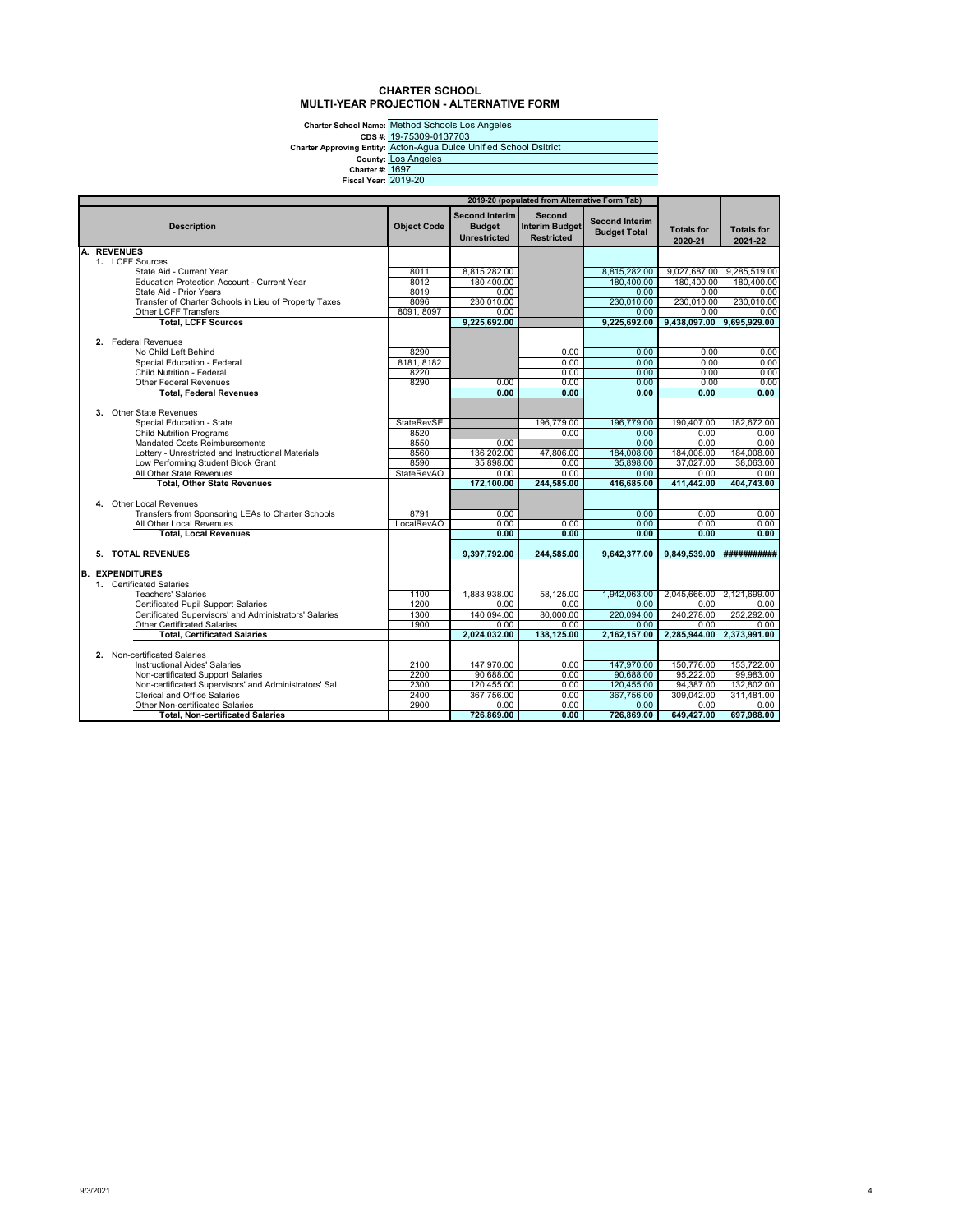# CHARTER SCHOOL
# MULTI-YEAR PROJECTION - ALTERNATIVE FORM

**Charter School Name:** Method Schools Los Angeles
**CDS #:** 19-75309-0137703
**Charter Approving Entity:** Acton-Agua Dulce Unified School Dsitrict
**County:** Los Angeles
**Charter #:** 1697
**Fiscal Year:** 2019-20

| Description | Object Code | 2019-20 (populated from Alternative Form Tab) Second Interim Budget Unrestricted | Second Interim Budget Restricted | Second Interim Budget Total | Totals for 2020-21 | Totals for 2021-22 |
|---|---|---|---|---|---|---|
| **A. REVENUES** | | | | | | |
| 1. LCFF Sources | | | | | | |
| State Aid - Current Year | 8011 | 8,815,282.00 | | 8,815,282.00 | 9,027,687.00 | 9,285,519.00 |
| Education Protection Account - Current Year | 8012 | 180,400.00 | | 180,400.00 | 180,400.00 | 180,400.00 |
| State Aid - Prior Years | 8019 | 0.00 | | 0.00 | 0.00 | 0.00 |
| Transfer of Charter Schools in Lieu of Property Taxes | 8096 | 230,010.00 | | 230,010.00 | 230,010.00 | 230,010.00 |
| Other LCFF Transfers | 8091, 8097 | 0.00 | | 0.00 | 0.00 | 0.00 |
| **Total, LCFF Sources** | | **9,225,692.00** | | **9,225,692.00** | **9,438,097.00** | **9,695,929.00** |
| 2. Federal Revenues | | | | | | |
| No Child Left Behind | 8290 | | 0.00 | 0.00 | 0.00 | 0.00 |
| Special Education - Federal | 8181, 8182 | | 0.00 | 0.00 | 0.00 | 0.00 |
| Child Nutrition - Federal | 8220 | | 0.00 | 0.00 | 0.00 | 0.00 |
| Other Federal Revenues | 8290 | 0.00 | 0.00 | 0.00 | 0.00 | 0.00 |
| **Total, Federal Revenues** | | **0.00** | **0.00** | **0.00** | **0.00** | **0.00** |
| 3. Other State Revenues | | | | | | |
| Special Education - State | StateRevSE | | 196,779.00 | 196,779.00 | 190,407.00 | 182,672.00 |
| Child Nutrition Programs | 8520 | | 0.00 | 0.00 | 0.00 | 0.00 |
| Mandated Costs Reimbursements | 8550 | 0.00 | | 0.00 | 0.00 | 0.00 |
| Lottery - Unrestricted and Instructional Materials | 8560 | 136,202.00 | 47,806.00 | 184,008.00 | 184,008.00 | 184,008.00 |
| Low Performing Student Block Grant | 8590 | 35,898.00 | 0.00 | 35,898.00 | 37,027.00 | 38,063.00 |
| All Other State Revenues | StateRevAO | 0.00 | 0.00 | 0.00 | 0.00 | 0.00 |
| **Total, Other State Revenues** | | **172,100.00** | **244,585.00** | **416,685.00** | **411,442.00** | **404,743.00** |
| 4. Other Local Revenues | | | | | | |
| Transfers from Sponsoring LEAs to Charter Schools | 8791 | 0.00 | | 0.00 | 0.00 | 0.00 |
| All Other Local Revenues | LocalRevAO | 0.00 | 0.00 | 0.00 | 0.00 | 0.00 |
| **Total, Local Revenues** | | **0.00** | **0.00** | **0.00** | **0.00** | **0.00** |
| **5. TOTAL REVENUES** | | **9,397,792.00** | **244,585.00** | **9,642,377.00** | **9,849,539.00** | **###########** |
| **B. EXPENDITURES** | | | | | | |
| 1. Certificated Salaries | | | | | | |
| Teachers' Salaries | 1100 | 1,883,938.00 | 58,125.00 | 1,942,063.00 | 2,045,666.00 | 2,121,699.00 |
| Certificated Pupil Support Salaries | 1200 | 0.00 | 0.00 | 0.00 | 0.00 | 0.00 |
| Certificated Supervisors' and Administrators' Salaries | 1300 | 140,094.00 | 80,000.00 | 220,094.00 | 240,278.00 | 252,292.00 |
| Other Certificated Salaries | 1900 | 0.00 | 0.00 | 0.00 | 0.00 | 0.00 |
| **Total, Certificated Salaries** | | **2,024,032.00** | **138,125.00** | **2,162,157.00** | **2,285,944.00** | **2,373,991.00** |
| 2. Non-certificated Salaries | | | | | | |
| Instructional Aides' Salaries | 2100 | 147,970.00 | 0.00 | 147,970.00 | 150,776.00 | 153,722.00 |
| Non-certificated Support Salaries | 2200 | 90,688.00 | 0.00 | 90,688.00 | 95,222.00 | 99,983.00 |
| Non-certificated Supervisors' and Administrators' Sal. | 2300 | 120,455.00 | 0.00 | 120,455.00 | 94,387.00 | 132,802.00 |
| Clerical and Office Salaries | 2400 | 367,756.00 | 0.00 | 367,756.00 | 309,042.00 | 311,481.00 |
| Other Non-certificated Salaries | 2900 | 0.00 | 0.00 | 0.00 | 0.00 | 0.00 |
| **Total, Non-certificated Salaries** | | **726,869.00** | **0.00** | **726,869.00** | **649,427.00** | **697,988.00** |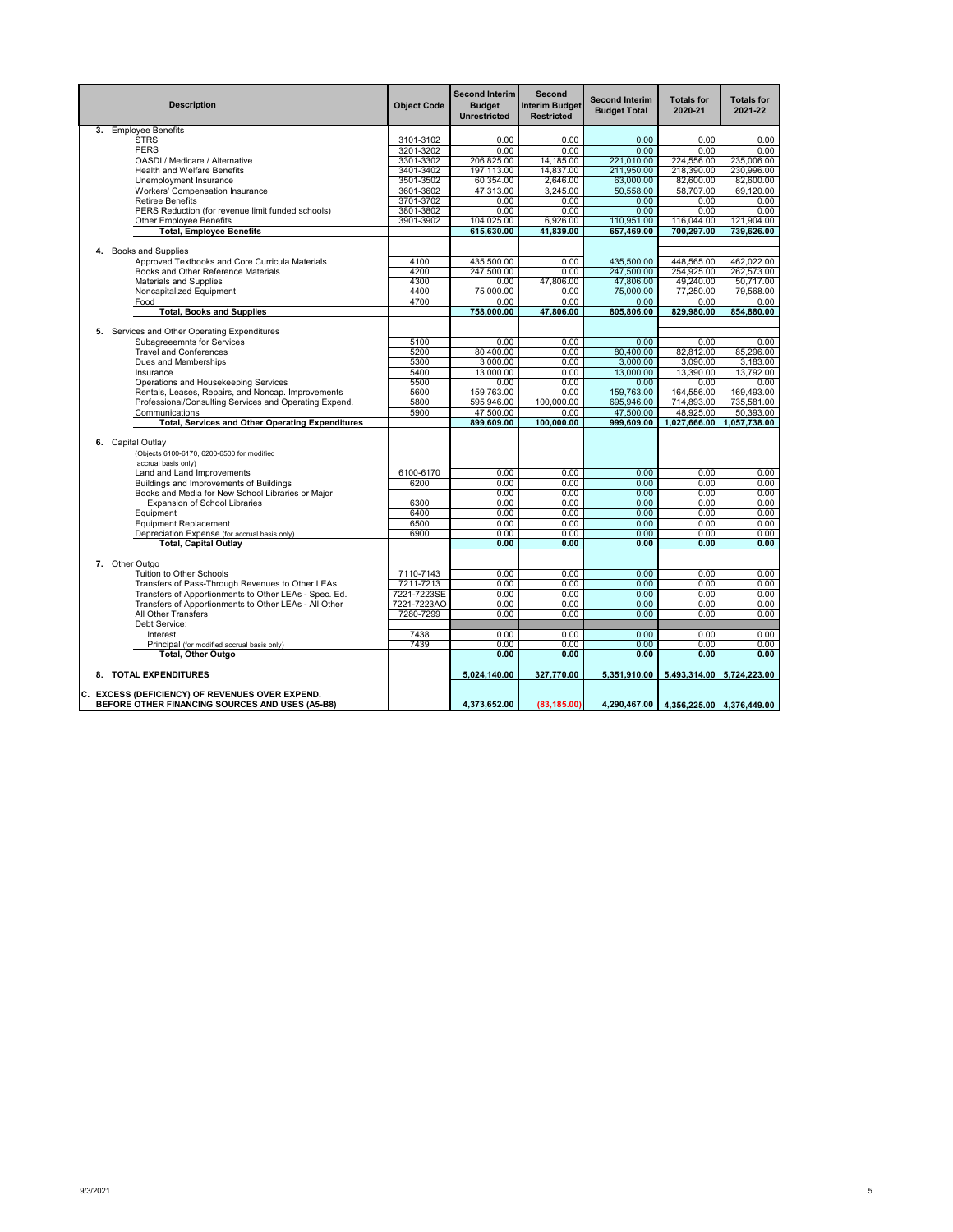| Description | Object Code | Second Interim Budget Unrestricted | Second Interim Budget Restricted | Second Interim Budget Total | Totals for 2020-21 | Totals for 2021-22 |
|---|---|---|---|---|---|---|
| **3.** Employee Benefits | | | | | | |
| STRS | 3101-3102 | 0.00 | 0.00 | 0.00 | 0.00 | 0.00 |
| PERS | 3201-3202 | 0.00 | 0.00 | 0.00 | 0.00 | 0.00 |
| OASDI / Medicare / Alternative | 3301-3302 | 206,825.00 | 14,185.00 | 221,010.00 | 224,556.00 | 235,006.00 |
| Health and Welfare Benefits | 3401-3402 | 197,113.00 | 14,837.00 | 211,950.00 | 218,390.00 | 230,996.00 |
| Unemployment Insurance | 3501-3502 | 60,354.00 | 2,646.00 | 63,000.00 | 82,600.00 | 82,600.00 |
| Workers' Compensation Insurance | 3601-3602 | 47,313.00 | 3,245.00 | 50,558.00 | 58,707.00 | 69,120.00 |
| Retiree Benefits | 3701-3702 | 0.00 | 0.00 | 0.00 | 0.00 | 0.00 |
| PERS Reduction (for revenue limit funded schools) | 3801-3802 | 0.00 | 0.00 | 0.00 | 0.00 | 0.00 |
| Other Employee Benefits | 3901-3902 | 104,025.00 | 6,926.00 | 110,951.00 | 116,044.00 | 121,904.00 |
| **Total, Employee Benefits** | | **615,630.00** | **41,839.00** | **657,469.00** | **700,297.00** | **739,626.00** |
| **4.** Books and Supplies | | | | | | |
| Approved Textbooks and Core Curricula Materials | 4100 | 435,500.00 | 0.00 | 435,500.00 | 448,565.00 | 462,022.00 |
| Books and Other Reference Materials | 4200 | 247,500.00 | 0.00 | 247,500.00 | 254,925.00 | 262,573.00 |
| Materials and Supplies | 4300 | 0.00 | 47,806.00 | 47,806.00 | 49,240.00 | 50,717.00 |
| Noncapitalized Equipment | 4400 | 75,000.00 | 0.00 | 75,000.00 | 77,250.00 | 79,568.00 |
| Food | 4700 | 0.00 | 0.00 | 0.00 | 0.00 | 0.00 |
| **Total, Books and Supplies** | | **758,000.00** | **47,806.00** | **805,806.00** | **829,980.00** | **854,880.00** |
| **5.** Services and Other Operating Expenditures | | | | | | |
| Subagreeemnts for Services | 5100 | 0.00 | 0.00 | 0.00 | 0.00 | 0.00 |
| Travel and Conferences | 5200 | 80,400.00 | 0.00 | 80,400.00 | 82,812.00 | 85,296.00 |
| Dues and Memberships | 5300 | 3,000.00 | 0.00 | 3,000.00 | 3,090.00 | 3,183.00 |
| Insurance | 5400 | 13,000.00 | 0.00 | 13,000.00 | 13,390.00 | 13,792.00 |
| Operations and Housekeeping Services | 5500 | 0.00 | 0.00 | 0.00 | 0.00 | 0.00 |
| Rentals, Leases, Repairs, and Noncap. Improvements | 5600 | 159,763.00 | 0.00 | 159,763.00 | 164,556.00 | 169,493.00 |
| Professional/Consulting Services and Operating Expend. | 5800 | 595,946.00 | 100,000.00 | 695,946.00 | 714,893.00 | 735,581.00 |
| Communications | 5900 | 47,500.00 | 0.00 | 47,500.00 | 48,925.00 | 50,393.00 |
| **Total, Services and Other Operating Expenditures** | | **899,609.00** | **100,000.00** | **999,609.00** | **1,027,666.00** | **1,057,738.00** |
| **6.** Capital Outlay (Objects 6100-6170, 6200-6500 for modified accrual basis only) | | | | | | |
| Land and Land Improvements | 6100-6170 | 0.00 | 0.00 | 0.00 | 0.00 | 0.00 |
| Buildings and Improvements of Buildings | 6200 | 0.00 | 0.00 | 0.00 | 0.00 | 0.00 |
| Books and Media for New School Libraries or Major | | 0.00 | 0.00 | 0.00 | 0.00 | 0.00 |
| Expansion of School Libraries | 6300 | 0.00 | 0.00 | 0.00 | 0.00 | 0.00 |
| Equipment | 6400 | 0.00 | 0.00 | 0.00 | 0.00 | 0.00 |
| Equipment Replacement | 6500 | 0.00 | 0.00 | 0.00 | 0.00 | 0.00 |
| Depreciation Expense (for accrual basis only) | 6900 | 0.00 | 0.00 | 0.00 | 0.00 | 0.00 |
| **Total, Capital Outlay** | | **0.00** | **0.00** | **0.00** | **0.00** | **0.00** |
| **7.** Other Outgo | | | | | | |
| Tuition to Other Schools | 7110-7143 | 0.00 | 0.00 | 0.00 | 0.00 | 0.00 |
| Transfers of Pass-Through Revenues to Other LEAs | 7211-7213 | 0.00 | 0.00 | 0.00 | 0.00 | 0.00 |
| Transfers of Apportionments to Other LEAs - Spec. Ed. | 7221-7223SE | 0.00 | 0.00 | 0.00 | 0.00 | 0.00 |
| Transfers of Apportionments to Other LEAs - All Other | 7221-7223AO | 0.00 | 0.00 | 0.00 | 0.00 | 0.00 |
| All Other Transfers | 7280-7299 | 0.00 | 0.00 | 0.00 | 0.00 | 0.00 |
| Debt Service: | | | | | | |
| Interest | 7438 | 0.00 | 0.00 | 0.00 | 0.00 | 0.00 |
| Principal (for modified accrual basis only) | 7439 | 0.00 | 0.00 | 0.00 | 0.00 | 0.00 |
| **Total, Other Outgo** | | **0.00** | **0.00** | **0.00** | **0.00** | **0.00** |
| **8. TOTAL EXPENDITURES** | | **5,024,140.00** | **327,770.00** | **5,351,910.00** | **5,493,314.00** | **5,724,223.00** |
| **C. EXCESS (DEFICIENCY) OF REVENUES OVER EXPEND. BEFORE OTHER FINANCING SOURCES AND USES (A5-B8)** | | **4,373,652.00** | **(83,185.00)** | **4,290,467.00** | **4,356,225.00** | **4,376,449.00** |

9/3/2021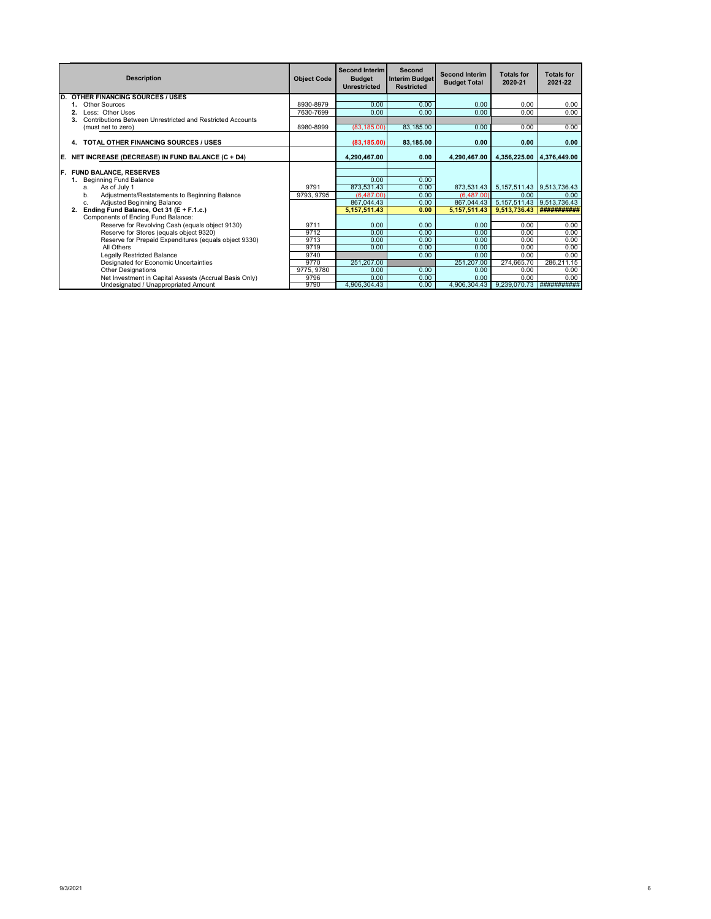| Description | Object Code | Second Interim Budget Unrestricted | Second Interim Budget Restricted | Second Interim Budget Total | Totals for 2020-21 | Totals for 2021-22 |
|---|---|---|---|---|---|---|
| **D. OTHER FINANCING SOURCES / USES** | | | | | | |
| **1.** Other Sources | 8930-8979 | 0.00 | 0.00 | 0.00 | 0.00 | 0.00 |
| **2.** Less: Other Uses | 7630-7699 | 0.00 | 0.00 | 0.00 | 0.00 | 0.00 |
| **3.** Contributions Between Unrestricted and Restricted Accounts (must net to zero) | 8980-8999 | (83,185.00) | 83,185.00 | 0.00 | 0.00 | 0.00 |
| **4. TOTAL OTHER FINANCING SOURCES / USES** | | **(83,185.00)** | **83,185.00** | **0.00** | **0.00** | **0.00** |
| **E. NET INCREASE (DECREASE) IN FUND BALANCE (C + D4)** | | **4,290,467.00** | **0.00** | **4,290,467.00** | **4,356,225.00** | **4,376,449.00** |
| **F. FUND BALANCE, RESERVES** | | | | | | |
| **1.** Beginning Fund Balance | | 0.00 | 0.00 | | | |
| a. As of July 1 | 9791 | 873,531.43 | 0.00 | 873,531.43 | 5,157,511.43 | 9,513,736.43 |
| b. Adjustments/Restatements to Beginning Balance | 9793, 9795 | (6,487.00) | 0.00 | (6,487.00) | 0.00 | 0.00 |
| c. Adjusted Beginning Balance | | 867,044.43 | 0.00 | 867,044.43 | 5,157,511.43 | 9,513,736.43 |
| **2. Ending Fund Balance, Oct 31 (E + F.1.c.)** | | **5,157,511.43** | **0.00** | **5,157,511.43** | **9,513,736.43** | **###########** |
| Components of Ending Fund Balance: | | | | | | |
| Reserve for Revolving Cash (equals object 9130) | 9711 | 0.00 | 0.00 | 0.00 | 0.00 | 0.00 |
| Reserve for Stores (equals object 9320) | 9712 | 0.00 | 0.00 | 0.00 | 0.00 | 0.00 |
| Reserve for Prepaid Expenditures (equals object 9330) | 9713 | 0.00 | 0.00 | 0.00 | 0.00 | 0.00 |
| All Others | 9719 | 0.00 | 0.00 | 0.00 | 0.00 | 0.00 |
| Legally Restricted Balance | 9740 | | 0.00 | 0.00 | 0.00 | 0.00 |
| Designated for Economic Uncertainties | 9770 | 251,207.00 | | 251,207.00 | 274,665.70 | 286,211.15 |
| Other Designations | 9775, 9780 | 0.00 | 0.00 | 0.00 | 0.00 | 0.00 |
| Net Investment in Capital Assests (Accrual Basis Only) | 9796 | 0.00 | 0.00 | 0.00 | 0.00 | 0.00 |
| Undesignated / Unappropriated Amount | 9790 | 4,906,304.43 | 0.00 | 4,906,304.43 | 9,239,070.73 | ########### |

9/3/2021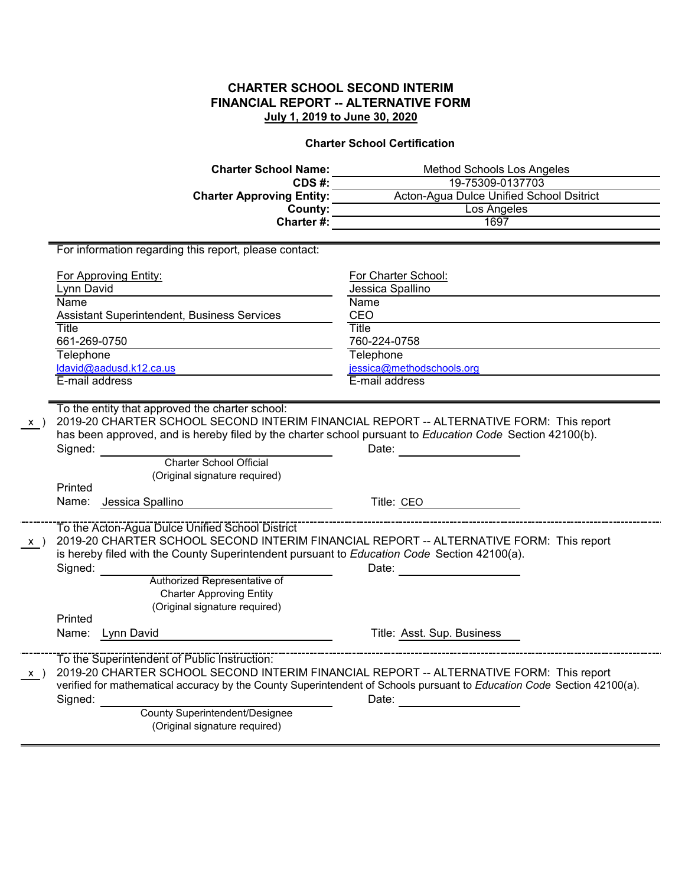# CHARTER SCHOOL SECOND INTERIM FINANCIAL REPORT -- ALTERNATIVE FORM

**July 1, 2019 to June 30, 2020**

**Charter School Certification**

| | |
|---|---|
| **Charter School Name:** | Method Schools Los Angeles |
| **CDS #:** | 19-75309-0137703 |
| **Charter Approving Entity:** | Acton-Agua Dulce Unified School Dsitrict |
| **County:** | Los Angeles |
| **Charter #:** | 1697 |

For information regarding this report, please contact:

| For Approving Entity: | For Charter School: |
|---|---|
| Lynn David | Jessica Spallino |
| Name | Name |
| Assistant Superintendent, Business Services | CEO |
| Title | Title |
| 661-269-0750 | 760-224-0758 |
| Telephone | Telephone |
| ldavid@aadusd.k12.ca.us | jessica@methodschools.org |
| E-mail address | E-mail address |

To the entity that approved the charter school:

x ) 2019-20 CHARTER SCHOOL SECOND INTERIM FINANCIAL REPORT -- ALTERNATIVE FORM: This report has been approved, and is hereby filed by the charter school pursuant to *Education Code* Section 42100(b).

Signed: ______________________ Date: ______________

Charter School Official
(Original signature required)

Printed Name: Jessica Spallino Title: CEO

---

To the Acton-Agua Dulce Unified School District

x ) 2019-20 CHARTER SCHOOL SECOND INTERIM FINANCIAL REPORT -- ALTERNATIVE FORM: This report is hereby filed with the County Superintendent pursuant to *Education Code* Section 42100(a).

Signed: ______________________ Date: ______________

Authorized Representative of
Charter Approving Entity
(Original signature required)

Printed Name: Lynn David Title: Asst. Sup. Business

---

To the Superintendent of Public Instruction:

x ) 2019-20 CHARTER SCHOOL SECOND INTERIM FINANCIAL REPORT -- ALTERNATIVE FORM: This report verified for mathematical accuracy by the County Superintendent of Schools pursuant to *Education Code* Section 42100(a).

Signed: ______________________ Date: ______________

County Superintendent/Designee
(Original signature required)